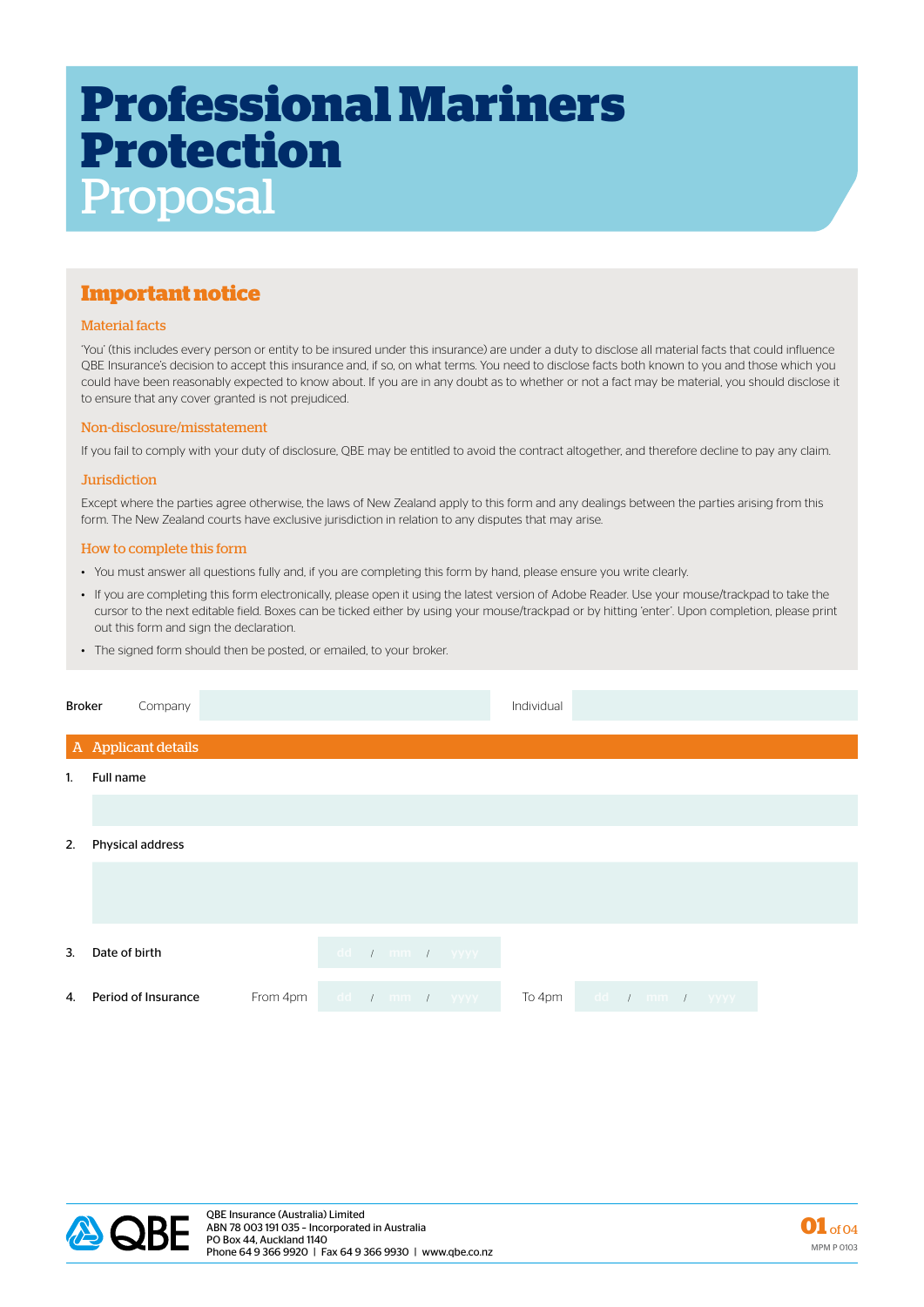# Professional Mariners Protection Proposal

## Important notice

### Material facts

'You' (this includes every person or entity to be insured under this insurance) are under a duty to disclose all material facts that could influence QBE Insurance's decision to accept this insurance and, if so, on what terms. You need to disclose facts both known to you and those which you could have been reasonably expected to know about. If you are in any doubt as to whether or not a fact may be material, you should disclose it to ensure that any cover granted is not prejudiced.

### Non-disclosure/misstatement

If you fail to comply with your duty of disclosure, QBE may be entitled to avoid the contract altogether, and therefore decline to pay any claim.

### Jurisdiction

Except where the parties agree otherwise, the laws of New Zealand apply to this form and any dealings between the parties arising from this form. The New Zealand courts have exclusive jurisdiction in relation to any disputes that may arise.

### How to complete this form

- You must answer all questions fully and, if you are completing this form by hand, please ensure you write clearly.
- If you are completing this form electronically, please open it using the latest version of Adobe Reader. Use your mouse/trackpad to take the cursor to the next editable field. Boxes can be ticked either by using your mouse/trackpad or by hitting 'enter'. Upon completion, please print out this form and sign the declaration.
- The signed form should then be posted, or emailed, to your broker.

Broker Company ____________ Individual ____________

## A Applicant details

1. Full name

2. Physical address

3. Date of birth dd / mm / yyyy

4. Period of Insurance From 4pm dd / mm / yyyy To 4pm dd / mm / yyyy

QBE Insurance (Australia) Limited
ABN 78 003 191 035 – Incorporated in Australia
PO Box 44, Auckland 1140
Phone 64 9 366 9920 | Fax 64 9 366 9930 | www.qbe.co.nz

MPM P 0103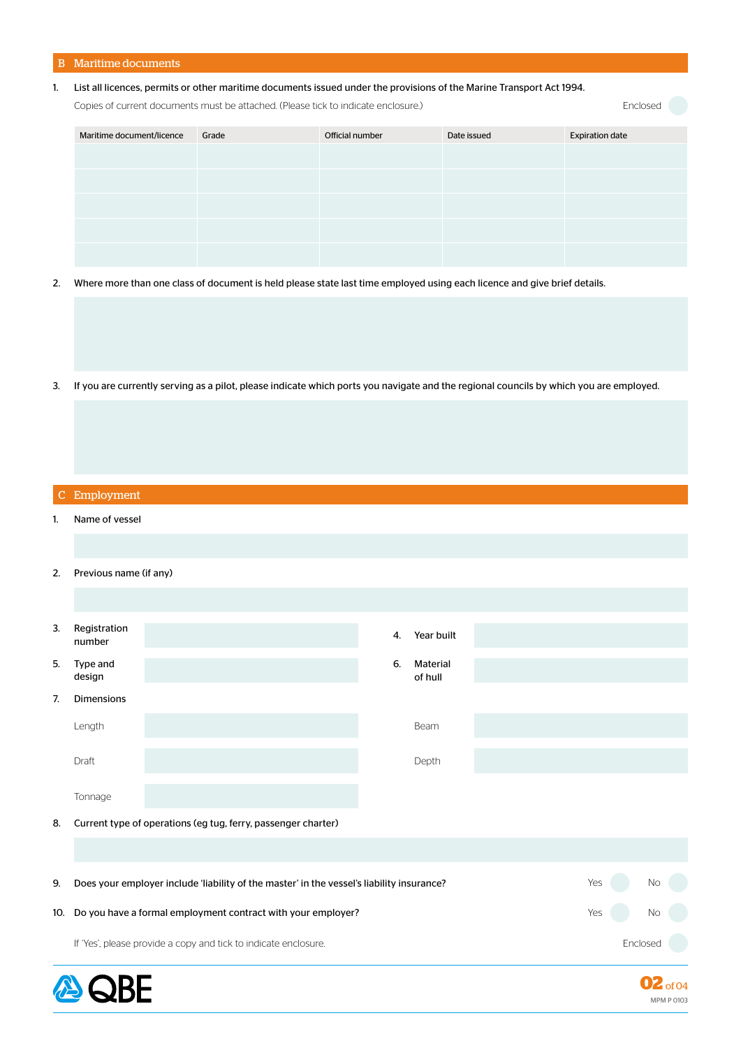## B Maritime documents

1. List all licences, permits or other maritime documents issued under the provisions of the Marine Transport Act 1994.

   Copies of current documents must be attached. (Please tick to indicate enclosure.) Enclosed ☐

| Maritime document/licence | Grade | Official number | Date issued | Expiration date |
|---|---|---|---|---|
| | | | | |
| | | | | |
| | | | | |
| | | | | |
| | | | | |

2. Where more than one class of document is held please state last time employed using each licence and give brief details.

3. If you are currently serving as a pilot, please indicate which ports you navigate and the regional councils by which you are employed.

## C Employment

1. Name of vessel

2. Previous name (if any)

3. Registration number

4. Year built

5. Type and design

6. Material of hull

7. Dimensions

   Length

   Beam

   Draft

   Depth

   Tonnage

8. Current type of operations (eg tug, ferry, passenger charter)

9. Does your employer include 'liability of the master' in the vessel's liability insurance? Yes ☐ No ☐

10. Do you have a formal employment contract with your employer? Yes ☐ No ☐

    If 'Yes', please provide a copy and tick to indicate enclosure. Enclosed ☐

MPM P 0103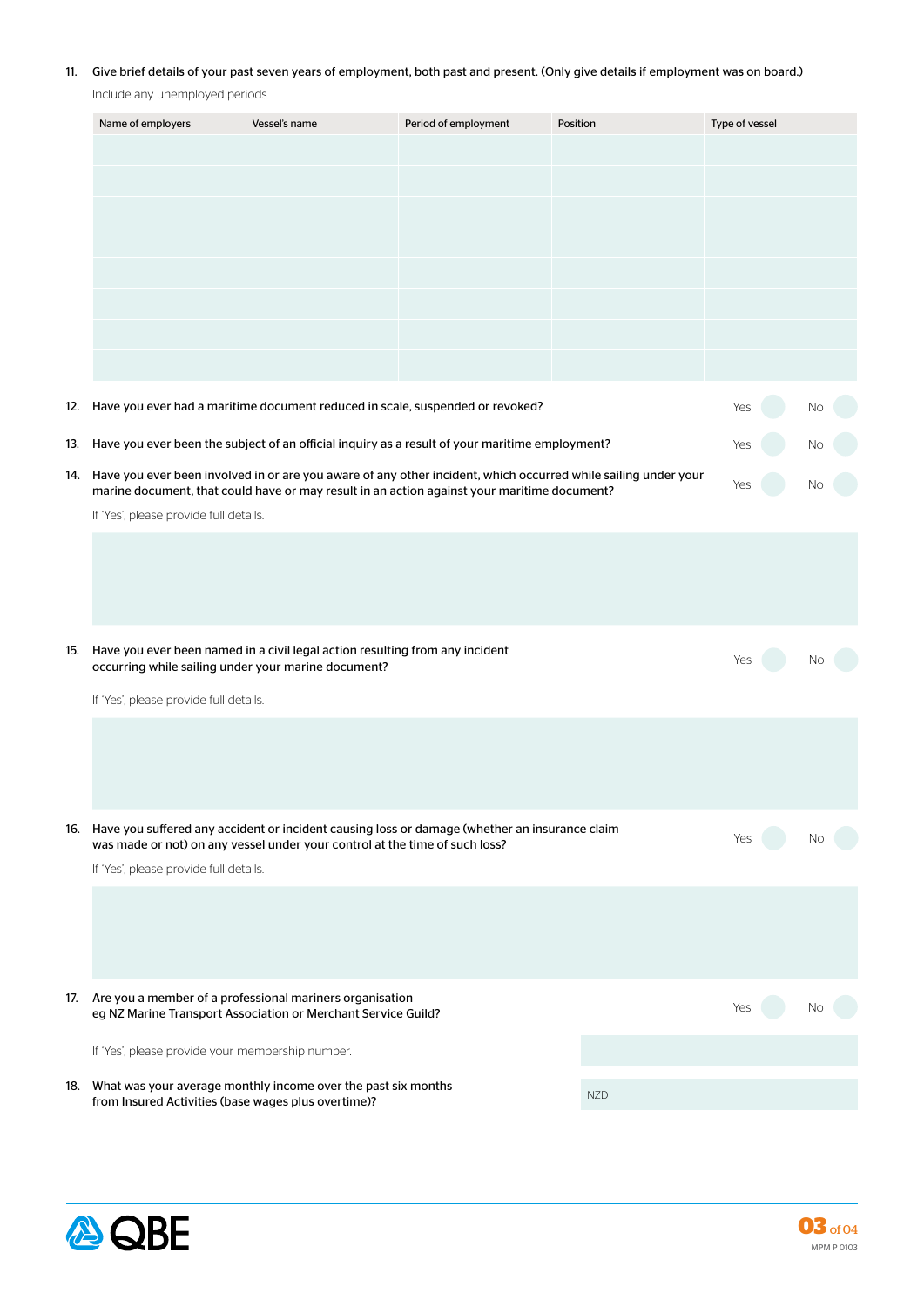11. Give brief details of your past seven years of employment, both past and present. (Only give details if employment was on board.)

    Include any unemployed periods.

| Name of employers | Vessel's name | Period of employment | Position | Type of vessel |
|---|---|---|---|---|
| | | | | |
| | | | | |
| | | | | |
| | | | | |
| | | | | |
| | | | | |
| | | | | |
| | | | | |

12. Have you ever had a maritime document reduced in scale, suspended or revoked? Yes ☐ No ☐

13. Have you ever been the subject of an official inquiry as a result of your maritime employment? Yes ☐ No ☐

14. Have you ever been involved in or are you aware of any other incident, which occurred while sailing under your marine document, that could have or may result in an action against your maritime document? Yes ☐ No ☐

    If 'Yes', please provide full details.

15. Have you ever been named in a civil legal action resulting from any incident occurring while sailing under your marine document? Yes ☐ No ☐

    If 'Yes', please provide full details.

16. Have you suffered any accident or incident causing loss or damage (whether an insurance claim was made or not) on any vessel under your control at the time of such loss? Yes ☐ No ☐

    If 'Yes', please provide full details.

17. Are you a member of a professional mariners organisation eg NZ Marine Transport Association or Merchant Service Guild? Yes ☐ No ☐

    If 'Yes', please provide your membership number.

18. What was your average monthly income over the past six months from Insured Activities (base wages plus overtime)? NZD

MPM P 0103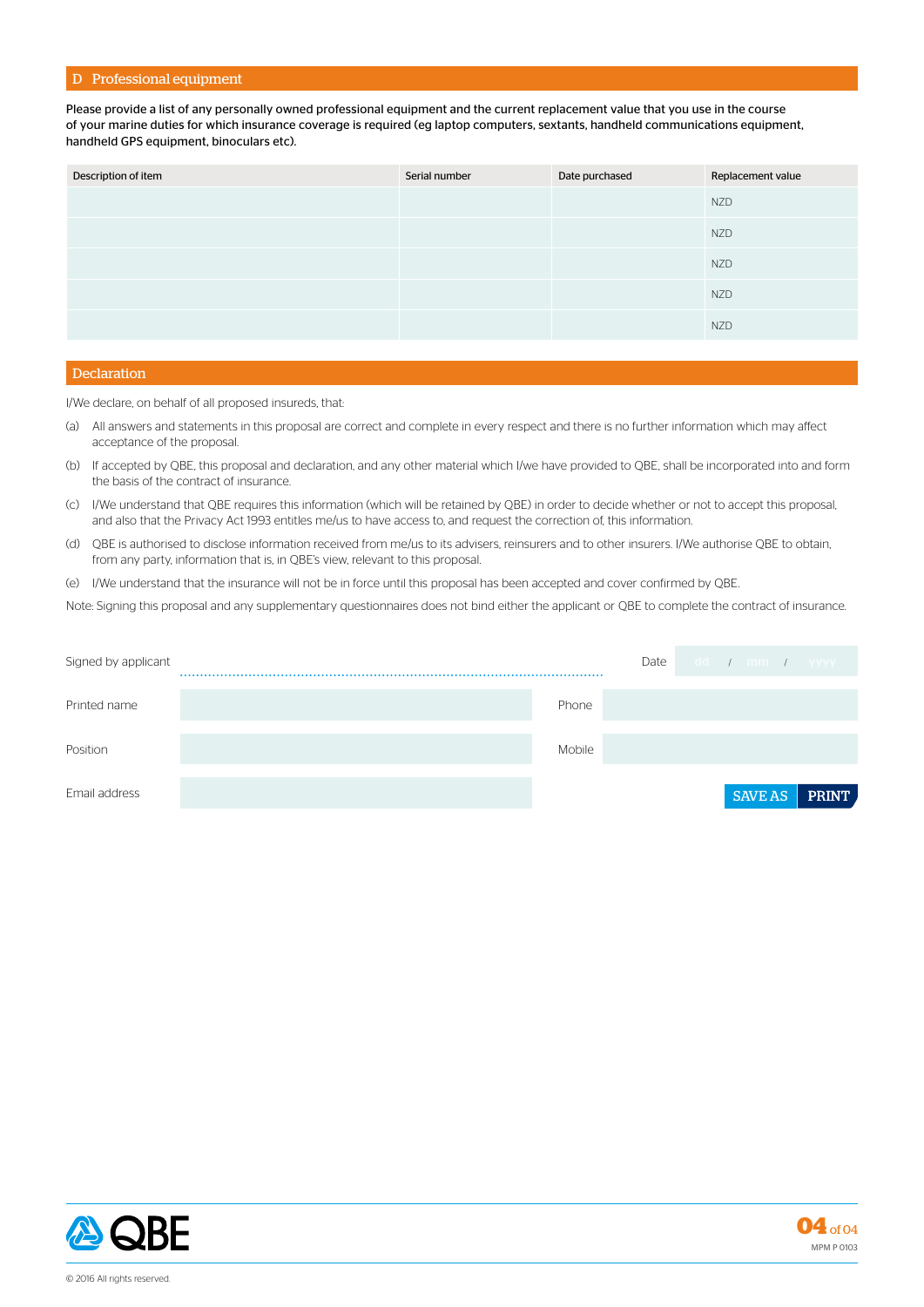## D Professional equipment

Please provide a list of any personally owned professional equipment and the current replacement value that you use in the course of your marine duties for which insurance coverage is required (eg laptop computers, sextants, handheld communications equipment, handheld GPS equipment, binoculars etc).

| Description of item | Serial number | Date purchased | Replacement value |
|---|---|---|---|
| | | | NZD |
| | | | NZD |
| | | | NZD |
| | | | NZD |
| | | | NZD |

## Declaration

I/We declare, on behalf of all proposed insureds, that:

(a) All answers and statements in this proposal are correct and complete in every respect and there is no further information which may affect acceptance of the proposal.

(b) If accepted by QBE, this proposal and declaration, and any other material which I/we have provided to QBE, shall be incorporated into and form the basis of the contract of insurance.

(c) I/We understand that QBE requires this information (which will be retained by QBE) in order to decide whether or not to accept this proposal, and also that the Privacy Act 1993 entitles me/us to have access to, and request the correction of, this information.

(d) QBE is authorised to disclose information received from me/us to its advisers, reinsurers and to other insurers. I/We authorise QBE to obtain, from any party, information that is, in QBE's view, relevant to this proposal.

(e) I/We understand that the insurance will not be in force until this proposal has been accepted and cover confirmed by QBE.

Note: Signing this proposal and any supplementary questionnaires does not bind either the applicant or QBE to complete the contract of insurance.

Signed by applicant ........................................................................ Date dd / mm / yyyy

Printed name ______________ Phone ______________

Position ______________ Mobile ______________

Email address ______________

SAVE AS PRINT

MPM P 0103

© 2016 All rights reserved.